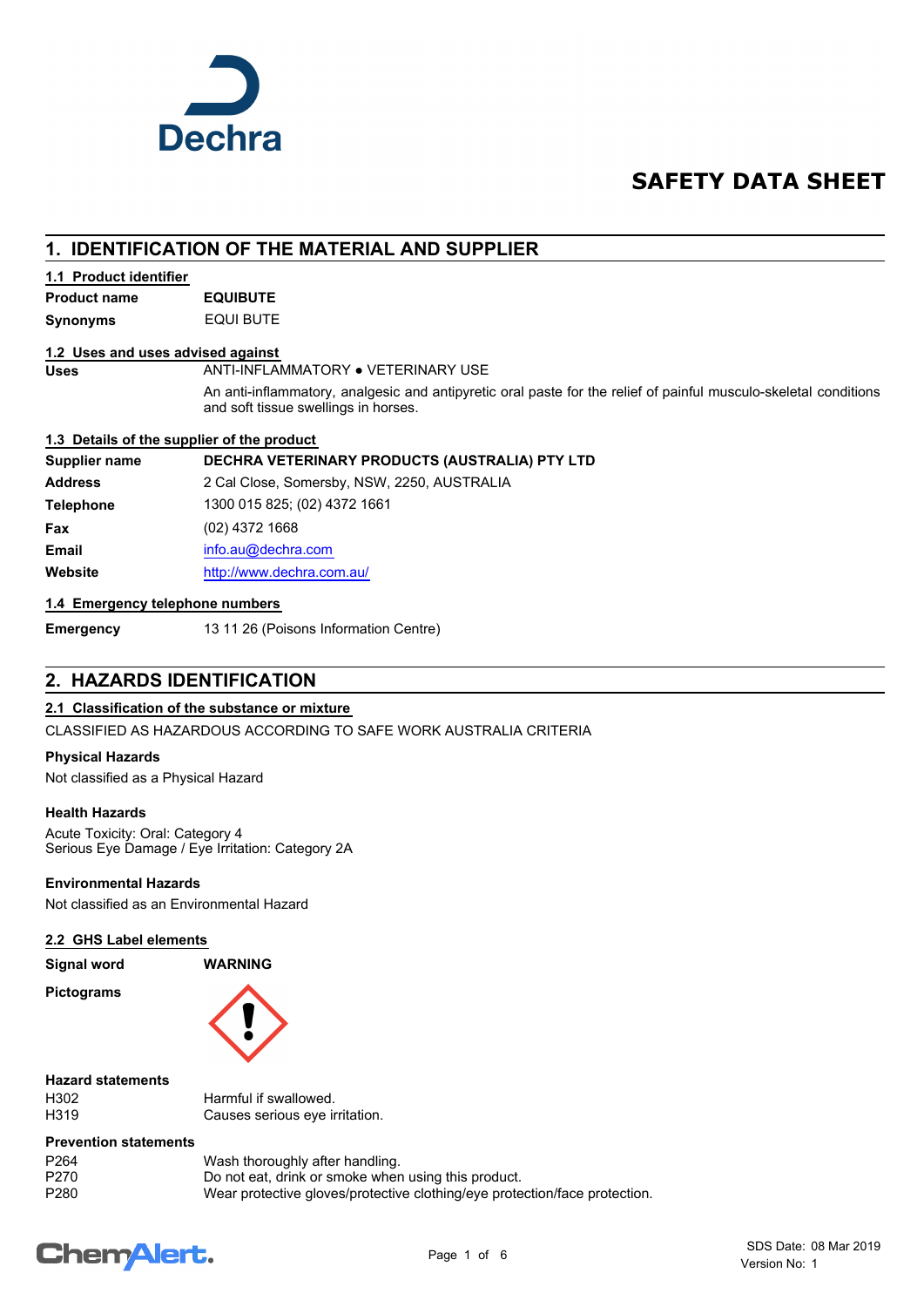# SAFETY DATA SHEET

## 1. IDENTIFICATION OF THE MATERIAL AND SUPPLIER

### 1.1 Product identifier

| | |
|---|---|
| **Product name** | **EQUIBUTE** |
| **Synonyms** | EQUI BUTE |

### 1.2 Uses and uses advised against

**Uses** ANTI-INFLAMMATORY ● VETERINARY USE

An anti-inflammatory, analgesic and antipyretic oral paste for the relief of painful musculo-skeletal conditions and soft tissue swellings in horses.

### 1.3 Details of the supplier of the product

| | |
|---|---|
| **Supplier name** | **DECHRA VETERINARY PRODUCTS (AUSTRALIA) PTY LTD** |
| **Address** | 2 Cal Close, Somersby, NSW, 2250, AUSTRALIA |
| **Telephone** | 1300 015 825; (02) 4372 1661 |
| **Fax** | (02) 4372 1668 |
| **Email** | info.au@dechra.com |
| **Website** | http://www.dechra.com.au/ |

### 1.4 Emergency telephone numbers

**Emergency** 13 11 26 (Poisons Information Centre)

## 2. HAZARDS IDENTIFICATION

### 2.1 Classification of the substance or mixture

CLASSIFIED AS HAZARDOUS ACCORDING TO SAFE WORK AUSTRALIA CRITERIA

**Physical Hazards**

Not classified as a Physical Hazard

**Health Hazards**

Acute Toxicity: Oral: Category 4
Serious Eye Damage / Eye Irritation: Category 2A

**Environmental Hazards**

Not classified as an Environmental Hazard

### 2.2 GHS Label elements

**Signal word** **WARNING**

**Pictograms**

**Hazard statements**

| | |
|---|---|
| H302 | Harmful if swallowed. |
| H319 | Causes serious eye irritation. |

**Prevention statements**

| | |
|---|---|
| P264 | Wash thoroughly after handling. |
| P270 | Do not eat, drink or smoke when using this product. |
| P280 | Wear protective gloves/protective clothing/eye protection/face protection. |

SDS Date: 08 Mar 2019
Version No: 1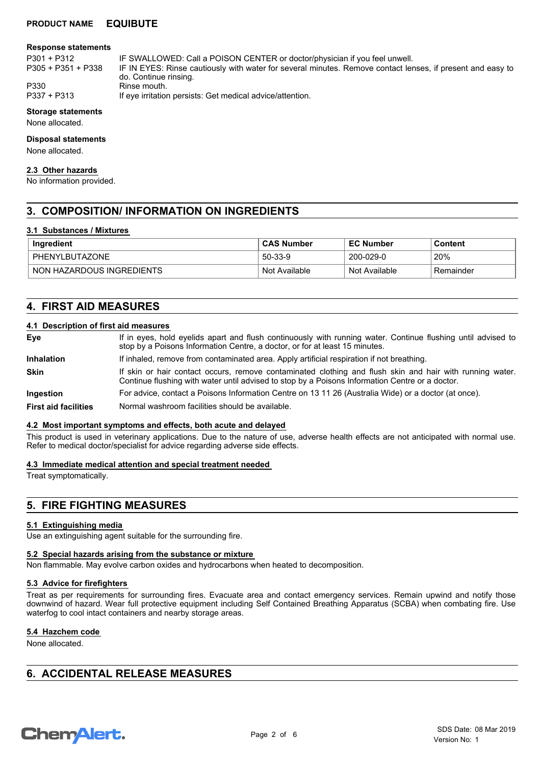#### Response statements

| | |
|---|---|
| P301 + P312 | IF SWALLOWED: Call a POISON CENTER or doctor/physician if you feel unwell. |
| P305 + P351 + P338 | IF IN EYES: Rinse cautiously with water for several minutes. Remove contact lenses, if present and easy to do. Continue rinsing. |
| P330 | Rinse mouth. |
| P337 + P313 | If eye irritation persists: Get medical advice/attention. |

#### Storage statements

None allocated.

#### Disposal statements

None allocated.

### 2.3 Other hazards

No information provided.

## 3. COMPOSITION/ INFORMATION ON INGREDIENTS

### 3.1 Substances / Mixtures

| Ingredient | CAS Number | EC Number | Content |
|---|---|---|---|
| PHENYLBUTAZONE | 50-33-9 | 200-029-0 | 20% |
| NON HAZARDOUS INGREDIENTS | Not Available | Not Available | Remainder |

## 4. FIRST AID MEASURES

### 4.1 Description of first aid measures

**Eye** If in eyes, hold eyelids apart and flush continuously with running water. Continue flushing until advised to stop by a Poisons Information Centre, a doctor, or for at least 15 minutes.

**Inhalation** If inhaled, remove from contaminated area. Apply artificial respiration if not breathing.

**Skin** If skin or hair contact occurs, remove contaminated clothing and flush skin and hair with running water. Continue flushing with water until advised to stop by a Poisons Information Centre or a doctor.

**Ingestion** For advice, contact a Poisons Information Centre on 13 11 26 (Australia Wide) or a doctor (at once).

**First aid facilities** Normal washroom facilities should be available.

### 4.2 Most important symptoms and effects, both acute and delayed

This product is used in veterinary applications. Due to the nature of use, adverse health effects are not anticipated with normal use. Refer to medical doctor/specialist for advice regarding adverse side effects.

### 4.3 Immediate medical attention and special treatment needed

Treat symptomatically.

## 5. FIRE FIGHTING MEASURES

### 5.1 Extinguishing media

Use an extinguishing agent suitable for the surrounding fire.

### 5.2 Special hazards arising from the substance or mixture

Non flammable. May evolve carbon oxides and hydrocarbons when heated to decomposition.

### 5.3 Advice for firefighters

Treat as per requirements for surrounding fires. Evacuate area and contact emergency services. Remain upwind and notify those downwind of hazard. Wear full protective equipment including Self Contained Breathing Apparatus (SCBA) when combating fire. Use waterfog to cool intact containers and nearby storage areas.

### 5.4 Hazchem code

None allocated.

## 6. ACCIDENTAL RELEASE MEASURES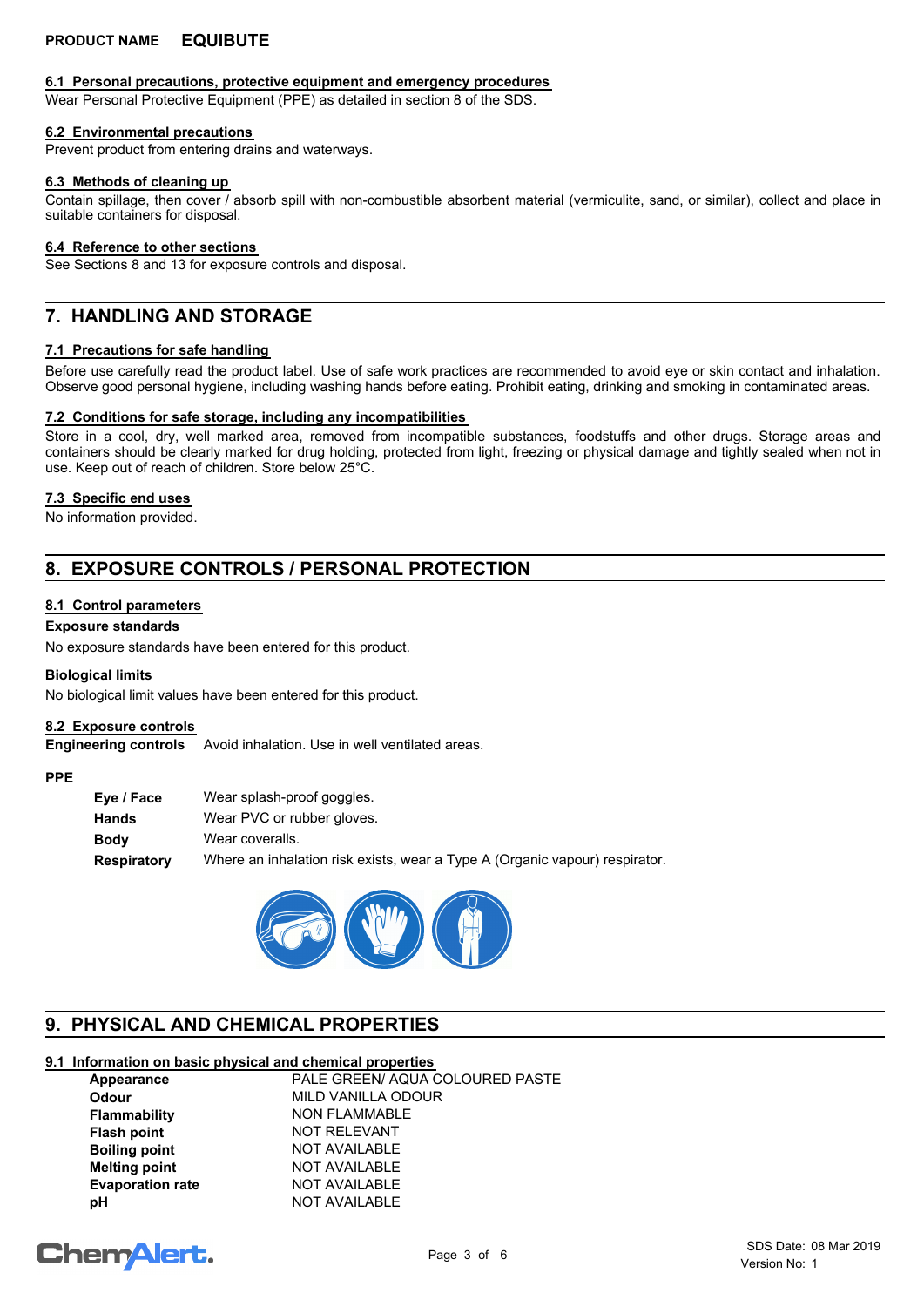### 6.1 Personal precautions, protective equipment and emergency procedures

Wear Personal Protective Equipment (PPE) as detailed in section 8 of the SDS.

### 6.2 Environmental precautions

Prevent product from entering drains and waterways.

### 6.3 Methods of cleaning up

Contain spillage, then cover / absorb spill with non-combustible absorbent material (vermiculite, sand, or similar), collect and place in suitable containers for disposal.

### 6.4 Reference to other sections

See Sections 8 and 13 for exposure controls and disposal.

## 7. HANDLING AND STORAGE

### 7.1 Precautions for safe handling

Before use carefully read the product label. Use of safe work practices are recommended to avoid eye or skin contact and inhalation. Observe good personal hygiene, including washing hands before eating. Prohibit eating, drinking and smoking in contaminated areas.

### 7.2 Conditions for safe storage, including any incompatibilities

Store in a cool, dry, well marked area, removed from incompatible substances, foodstuffs and other drugs. Storage areas and containers should be clearly marked for drug holding, protected from light, freezing or physical damage and tightly sealed when not in use. Keep out of reach of children. Store below 25°C.

### 7.3 Specific end uses

No information provided.

## 8. EXPOSURE CONTROLS / PERSONAL PROTECTION

### 8.1 Control parameters

**Exposure standards**

No exposure standards have been entered for this product.

**Biological limits**

No biological limit values have been entered for this product.

### 8.2 Exposure controls

**Engineering controls** Avoid inhalation. Use in well ventilated areas.

**PPE**

| | |
|---|---|
| **Eye / Face** | Wear splash-proof goggles. |
| **Hands** | Wear PVC or rubber gloves. |
| **Body** | Wear coveralls. |
| **Respiratory** | Where an inhalation risk exists, wear a Type A (Organic vapour) respirator. |

## 9. PHYSICAL AND CHEMICAL PROPERTIES

### 9.1 Information on basic physical and chemical properties

| | |
|---|---|
| **Appearance** | PALE GREEN/ AQUA COLOURED PASTE |
| **Odour** | MILD VANILLA ODOUR |
| **Flammability** | NON FLAMMABLE |
| **Flash point** | NOT RELEVANT |
| **Boiling point** | NOT AVAILABLE |
| **Melting point** | NOT AVAILABLE |
| **Evaporation rate** | NOT AVAILABLE |
| **pH** | NOT AVAILABLE |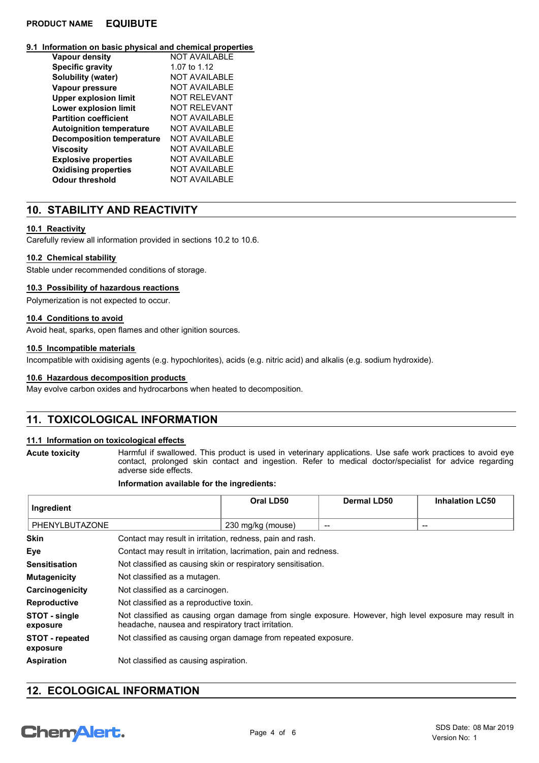#### 9.1 Information on basic physical and chemical properties

| | |
|---|---|
| **Vapour density** | NOT AVAILABLE |
| **Specific gravity** | 1.07 to 1.12 |
| **Solubility (water)** | NOT AVAILABLE |
| **Vapour pressure** | NOT AVAILABLE |
| **Upper explosion limit** | NOT RELEVANT |
| **Lower explosion limit** | NOT RELEVANT |
| **Partition coefficient** | NOT AVAILABLE |
| **Autoignition temperature** | NOT AVAILABLE |
| **Decomposition temperature** | NOT AVAILABLE |
| **Viscosity** | NOT AVAILABLE |
| **Explosive properties** | NOT AVAILABLE |
| **Oxidising properties** | NOT AVAILABLE |
| **Odour threshold** | NOT AVAILABLE |

## 10. STABILITY AND REACTIVITY

#### 10.1 Reactivity

Carefully review all information provided in sections 10.2 to 10.6.

#### 10.2 Chemical stability

Stable under recommended conditions of storage.

#### 10.3 Possibility of hazardous reactions

Polymerization is not expected to occur.

#### 10.4 Conditions to avoid

Avoid heat, sparks, open flames and other ignition sources.

#### 10.5 Incompatible materials

Incompatible with oxidising agents (e.g. hypochlorites), acids (e.g. nitric acid) and alkalis (e.g. sodium hydroxide).

#### 10.6 Hazardous decomposition products

May evolve carbon oxides and hydrocarbons when heated to decomposition.

## 11. TOXICOLOGICAL INFORMATION

#### 11.1 Information on toxicological effects

**Acute toxicity** Harmful if swallowed. This product is used in veterinary applications. Use safe work practices to avoid eye contact, prolonged skin contact and ingestion. Refer to medical doctor/specialist for advice regarding adverse side effects.

**Information available for the ingredients:**

| Ingredient | Oral LD50 | Dermal LD50 | Inhalation LC50 |
|---|---|---|---|
| PHENYLBUTAZONE | 230 mg/kg (mouse) | -- | -- |

| | |
|---|---|
| **Skin** | Contact may result in irritation, redness, pain and rash. |
| **Eye** | Contact may result in irritation, lacrimation, pain and redness. |
| **Sensitisation** | Not classified as causing skin or respiratory sensitisation. |
| **Mutagenicity** | Not classified as a mutagen. |
| **Carcinogenicity** | Not classified as a carcinogen. |
| **Reproductive** | Not classified as a reproductive toxin. |
| **STOT - single exposure** | Not classified as causing organ damage from single exposure. However, high level exposure may result in headache, nausea and respiratory tract irritation. |
| **STOT - repeated exposure** | Not classified as causing organ damage from repeated exposure. |
| **Aspiration** | Not classified as causing aspiration. |

## 12. ECOLOGICAL INFORMATION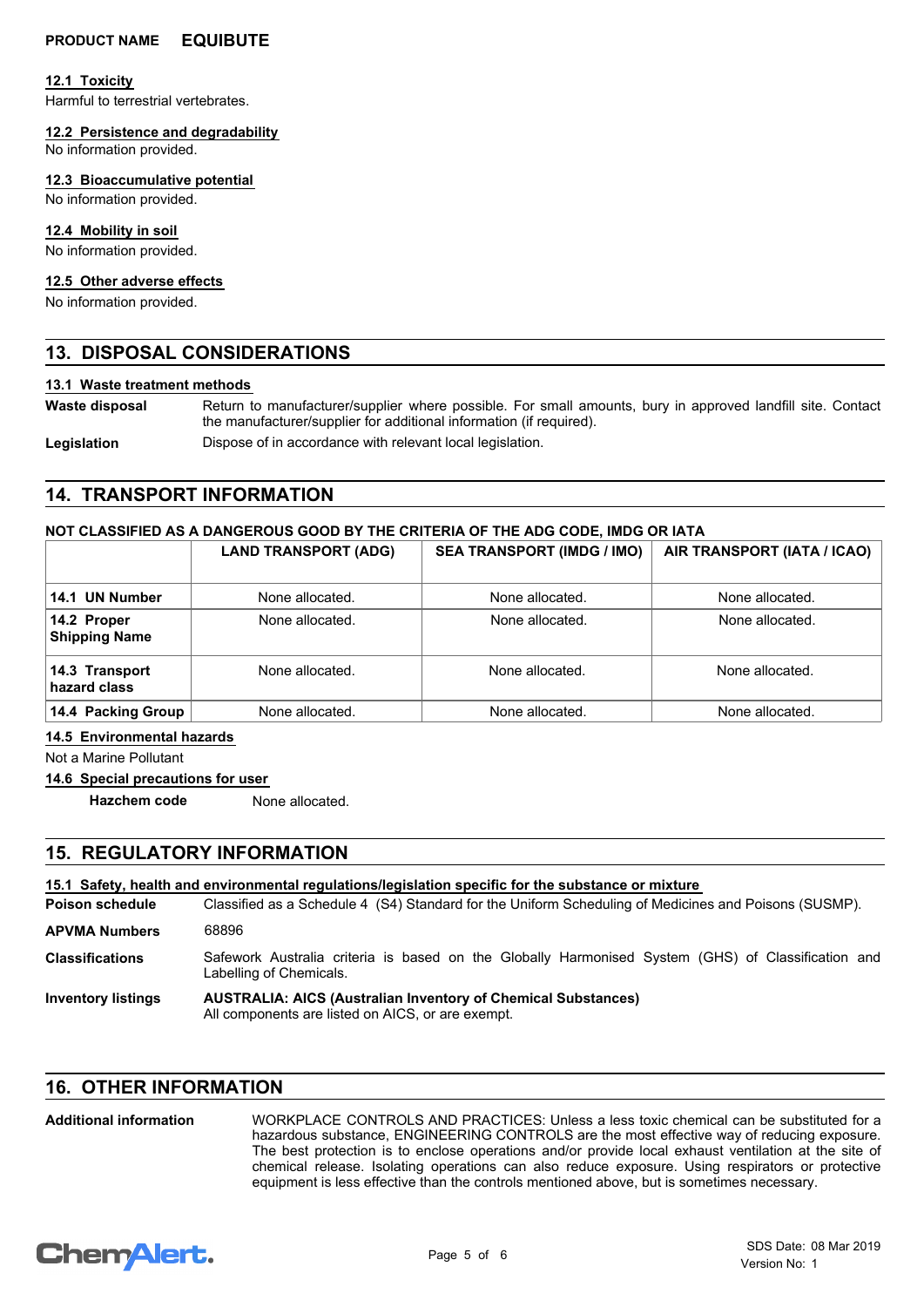#### 12.1 Toxicity

Harmful to terrestrial vertebrates.

#### 12.2 Persistence and degradability

No information provided.

#### 12.3 Bioaccumulative potential

No information provided.

#### 12.4 Mobility in soil

No information provided.

#### 12.5 Other adverse effects

No information provided.

## 13. DISPOSAL CONSIDERATIONS

#### 13.1 Waste treatment methods

**Waste disposal** Return to manufacturer/supplier where possible. For small amounts, bury in approved landfill site. Contact the manufacturer/supplier for additional information (if required).

**Legislation** Dispose of in accordance with relevant local legislation.

## 14. TRANSPORT INFORMATION

**NOT CLASSIFIED AS A DANGEROUS GOOD BY THE CRITERIA OF THE ADG CODE, IMDG OR IATA**

| | LAND TRANSPORT (ADG) | SEA TRANSPORT (IMDG / IMO) | AIR TRANSPORT (IATA / ICAO) |
|---|---|---|---|
| **14.1 UN Number** | None allocated. | None allocated. | None allocated. |
| **14.2 Proper Shipping Name** | None allocated. | None allocated. | None allocated. |
| **14.3 Transport hazard class** | None allocated. | None allocated. | None allocated. |
| **14.4 Packing Group** | None allocated. | None allocated. | None allocated. |

#### 14.5 Environmental hazards

Not a Marine Pollutant

#### 14.6 Special precautions for user

**Hazchem code** None allocated.

## 15. REGULATORY INFORMATION

#### 15.1 Safety, health and environmental regulations/legislation specific for the substance or mixture

**Poison schedule** Classified as a Schedule 4 (S4) Standard for the Uniform Scheduling of Medicines and Poisons (SUSMP).

**APVMA Numbers** 68896

**Classifications** Safework Australia criteria is based on the Globally Harmonised System (GHS) of Classification and Labelling of Chemicals.

**Inventory listings** **AUSTRALIA: AICS (Australian Inventory of Chemical Substances)**
All components are listed on AICS, or are exempt.

## 16. OTHER INFORMATION

**Additional information** WORKPLACE CONTROLS AND PRACTICES: Unless a less toxic chemical can be substituted for a hazardous substance, ENGINEERING CONTROLS are the most effective way of reducing exposure. The best protection is to enclose operations and/or provide local exhaust ventilation at the site of chemical release. Isolating operations can also reduce exposure. Using respirators or protective equipment is less effective than the controls mentioned above, but is sometimes necessary.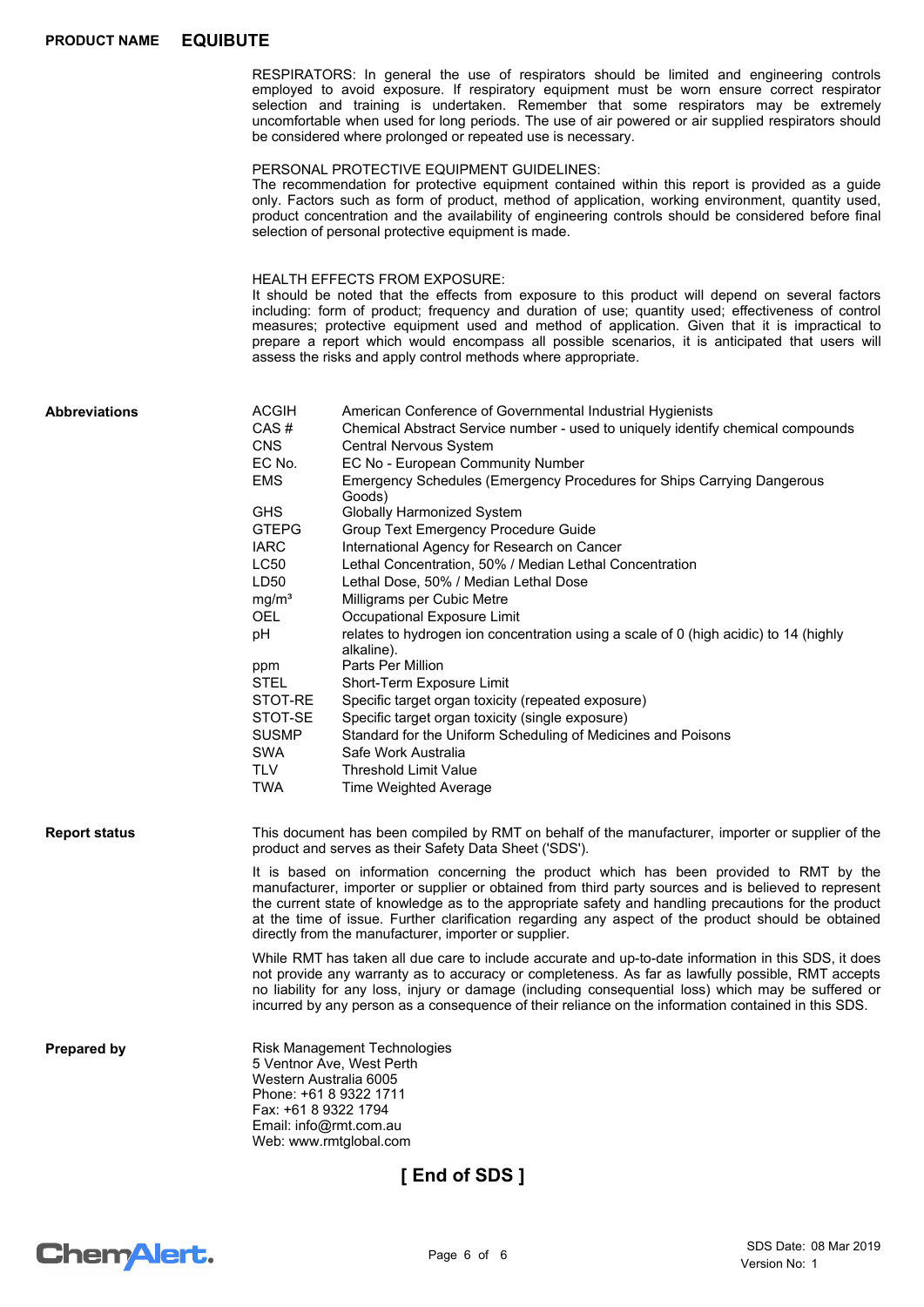RESPIRATORS: In general the use of respirators should be limited and engineering controls employed to avoid exposure. If respiratory equipment must be worn ensure correct respirator selection and training is undertaken. Remember that some respirators may be extremely uncomfortable when used for long periods. The use of air powered or air supplied respirators should be considered where prolonged or repeated use is necessary.

PERSONAL PROTECTIVE EQUIPMENT GUIDELINES:
The recommendation for protective equipment contained within this report is provided as a guide only. Factors such as form of product, method of application, working environment, quantity used, product concentration and the availability of engineering controls should be considered before final selection of personal protective equipment is made.

HEALTH EFFECTS FROM EXPOSURE:
It should be noted that the effects from exposure to this product will depend on several factors including: form of product; frequency and duration of use; quantity used; effectiveness of control measures; protective equipment used and method of application. Given that it is impractical to prepare a report which would encompass all possible scenarios, it is anticipated that users will assess the risks and apply control methods where appropriate.

**Abbreviations**

| | |
|---|---|
| ACGIH | American Conference of Governmental Industrial Hygienists |
| CAS # | Chemical Abstract Service number - used to uniquely identify chemical compounds |
| CNS | Central Nervous System |
| EC No. | EC No - European Community Number |
| EMS | Emergency Schedules (Emergency Procedures for Ships Carrying Dangerous Goods) |
| GHS | Globally Harmonized System |
| GTEPG | Group Text Emergency Procedure Guide |
| IARC | International Agency for Research on Cancer |
| LC50 | Lethal Concentration, 50% / Median Lethal Concentration |
| LD50 | Lethal Dose, 50% / Median Lethal Dose |
| $mg/m^3$ | Milligrams per Cubic Metre |
| OEL | Occupational Exposure Limit |
| pH | relates to hydrogen ion concentration using a scale of 0 (high acidic) to 14 (highly alkaline). |
| ppm | Parts Per Million |
| STEL | Short-Term Exposure Limit |
| STOT-RE | Specific target organ toxicity (repeated exposure) |
| STOT-SE | Specific target organ toxicity (single exposure) |
| SUSMP | Standard for the Uniform Scheduling of Medicines and Poisons |
| SWA | Safe Work Australia |
| TLV | Threshold Limit Value |
| TWA | Time Weighted Average |

**Report status**

This document has been compiled by RMT on behalf of the manufacturer, importer or supplier of the product and serves as their Safety Data Sheet ('SDS').

It is based on information concerning the product which has been provided to RMT by the manufacturer, importer or supplier or obtained from third party sources and is believed to represent the current state of knowledge as to the appropriate safety and handling precautions for the product at the time of issue. Further clarification regarding any aspect of the product should be obtained directly from the manufacturer, importer or supplier.

While RMT has taken all due care to include accurate and up-to-date information in this SDS, it does not provide any warranty as to accuracy or completeness. As far as lawfully possible, RMT accepts no liability for any loss, injury or damage (including consequential loss) which may be suffered or incurred by any person as a consequence of their reliance on the information contained in this SDS.

**Prepared by**

Risk Management Technologies
5 Ventnor Ave, West Perth
Western Australia 6005
Phone: +61 8 9322 1711
Fax: +61 8 9322 1794
Email: info@rmt.com.au
Web: www.rmtglobal.com

**[ End of SDS ]**